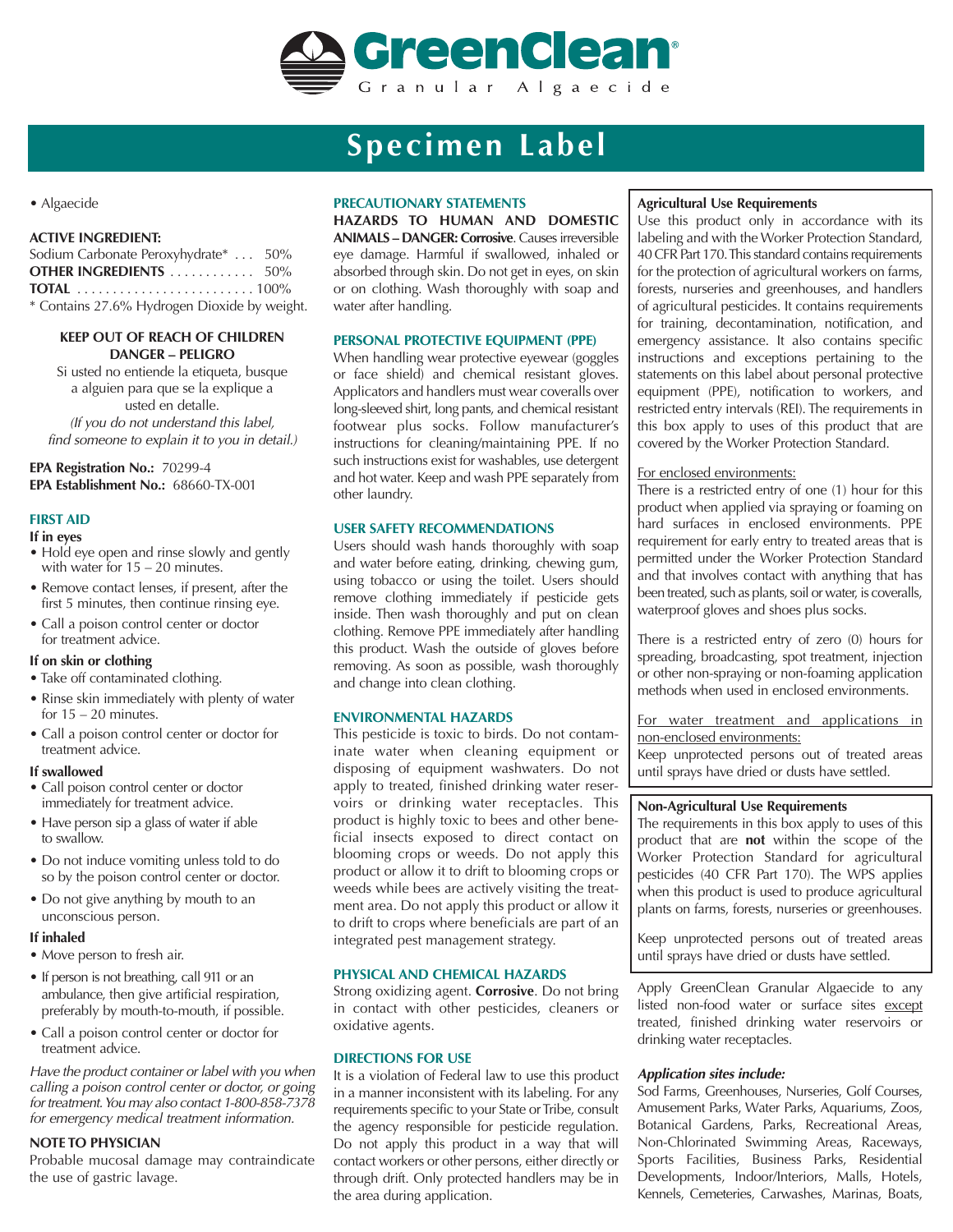# GreenClean®

Granular Algaecide

## Specimen Label

- Algaecide

**ACTIVE INGREDIENT:**

Sodium Carbonate Peroxyhydrate* . . . 50%

**OTHER INGREDIENTS** . . . . . . . . . . . . 50%

**TOTAL** . . . . . . . . . . . . . . . . . . . . . . . . . 100%

\* Contains 27.6% Hydrogen Dioxide by weight.

**KEEP OUT OF REACH OF CHILDREN**

**DANGER – PELIGRO**

Si usted no entiende la etiqueta, busque a alguien para que se la explique a usted en detalle.

*(If you do not understand this label, find someone to explain it to you in detail.)*

**EPA Registration No.:** 70299-4

**EPA Establishment No.:** 68660-TX-001

### FIRST AID

**If in eyes**

- Hold eye open and rinse slowly and gently with water for 15 – 20 minutes.
- Remove contact lenses, if present, after the first 5 minutes, then continue rinsing eye.
- Call a poison control center or doctor for treatment advice.

**If on skin or clothing**

- Take off contaminated clothing.
- Rinse skin immediately with plenty of water for 15 – 20 minutes.
- Call a poison control center or doctor for treatment advice.

**If swallowed**

- Call poison control center or doctor immediately for treatment advice.
- Have person sip a glass of water if able to swallow.
- Do not induce vomiting unless told to do so by the poison control center or doctor.
- Do not give anything by mouth to an unconscious person.

**If inhaled**

- Move person to fresh air.
- If person is not breathing, call 911 or an ambulance, then give artificial respiration, preferably by mouth-to-mouth, if possible.
- Call a poison control center or doctor for treatment advice.

*Have the product container or label with you when calling a poison control center or doctor, or going for treatment. You may also contact 1-800-858-7378 for emergency medical treatment information.*

### NOTE TO PHYSICIAN

Probable mucosal damage may contraindicate the use of gastric lavage.

### PRECAUTIONARY STATEMENTS

**HAZARDS TO HUMAN AND DOMESTIC ANIMALS – DANGER: Corrosive**. Causes irreversible eye damage. Harmful if swallowed, inhaled or absorbed through skin. Do not get in eyes, on skin or on clothing. Wash thoroughly with soap and water after handling.

### PERSONAL PROTECTIVE EQUIPMENT (PPE)

When handling wear protective eyewear (goggles or face shield) and chemical resistant gloves. Applicators and handlers must wear coveralls over long-sleeved shirt, long pants, and chemical resistant footwear plus socks. Follow manufacturer's instructions for cleaning/maintaining PPE. If no such instructions exist for washables, use detergent and hot water. Keep and wash PPE separately from other laundry.

### USER SAFETY RECOMMENDATIONS

Users should wash hands thoroughly with soap and water before eating, drinking, chewing gum, using tobacco or using the toilet. Users should remove clothing immediately if pesticide gets inside. Then wash thoroughly and put on clean clothing. Remove PPE immediately after handling this product. Wash the outside of gloves before removing. As soon as possible, wash thoroughly and change into clean clothing.

### ENVIRONMENTAL HAZARDS

This pesticide is toxic to birds. Do not contaminate water when cleaning equipment or disposing of equipment washwaters. Do not apply to treated, finished drinking water reservoirs or drinking water receptacles. This product is highly toxic to bees and other beneficial insects exposed to direct contact on blooming crops or weeds. Do not apply this product or allow it to drift to blooming crops or weeds while bees are actively visiting the treatment area. Do not apply this product or allow it to drift to crops where beneficials are part of an integrated pest management strategy.

### PHYSICAL AND CHEMICAL HAZARDS

Strong oxidizing agent. **Corrosive**. Do not bring in contact with other pesticides, cleaners or oxidative agents.

### DIRECTIONS FOR USE

It is a violation of Federal law to use this product in a manner inconsistent with its labeling. For any requirements specific to your State or Tribe, consult the agency responsible for pesticide regulation. Do not apply this product in a way that will contact workers or other persons, either directly or through drift. Only protected handlers may be in the area during application.

**Agricultural Use Requirements**

Use this product only in accordance with its labeling and with the Worker Protection Standard, 40 CFR Part 170. This standard contains requirements for the protection of agricultural workers on farms, forests, nurseries and greenhouses, and handlers of agricultural pesticides. It contains requirements for training, decontamination, notification, and emergency assistance. It also contains specific instructions and exceptions pertaining to the statements on this label about personal protective equipment (PPE), notification to workers, and restricted entry intervals (REI). The requirements in this box apply to uses of this product that are covered by the Worker Protection Standard.

For enclosed environments:

There is a restricted entry of one (1) hour for this product when applied via spraying or foaming on hard surfaces in enclosed environments. PPE requirement for early entry to treated areas that is permitted under the Worker Protection Standard and that involves contact with anything that has been treated, such as plants, soil or water, is coveralls, waterproof gloves and shoes plus socks.

There is a restricted entry of zero (0) hours for spreading, broadcasting, spot treatment, injection or other non-spraying or non-foaming application methods when used in enclosed environments.

For water treatment and applications in non-enclosed environments:

Keep unprotected persons out of treated areas until sprays have dried or dusts have settled.

**Non-Agricultural Use Requirements**

The requirements in this box apply to uses of this product that are **not** within the scope of the Worker Protection Standard for agricultural pesticides (40 CFR Part 170). The WPS applies when this product is used to produce agricultural plants on farms, forests, nurseries or greenhouses.

Keep unprotected persons out of treated areas until sprays have dried or dusts have settled.

Apply GreenClean Granular Algaecide to any listed non-food water or surface sites except treated, finished drinking water reservoirs or drinking water receptacles.

***Application sites include:***

Sod Farms, Greenhouses, Nurseries, Golf Courses, Amusement Parks, Water Parks, Aquariums, Zoos, Botanical Gardens, Parks, Recreational Areas, Non-Chlorinated Swimming Areas, Raceways, Sports Facilities, Business Parks, Residential Developments, Indoor/Interiors, Malls, Hotels, Kennels, Cemeteries, Carwashes, Marinas, Boats,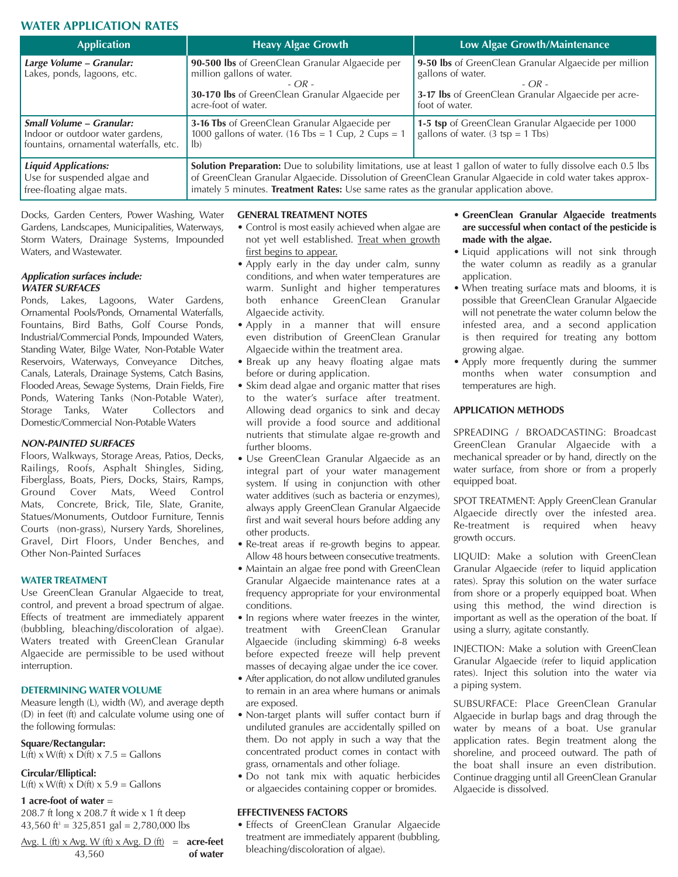## WATER APPLICATION RATES

| Application | Heavy Algae Growth | Low Algae Growth/Maintenance |
|---|---|---|
| ***Large Volume – Granular:*** Lakes, ponds, lagoons, etc. | **90-500 lbs** of GreenClean Granular Algaecide per million gallons of water. *- OR -* **30-170 lbs** of GreenClean Granular Algaecide per acre-foot of water. | **9-50 lbs** of GreenClean Granular Algaecide per million gallons of water. *- OR -* **3-17 lbs** of GreenClean Granular Algaecide per acre-foot of water. |
| ***Small Volume – Granular:*** Indoor or outdoor water gardens, fountains, ornamental waterfalls, etc. | **3-16 Tbs** of GreenClean Granular Algaecide per 1000 gallons of water. (16 Tbs = 1 Cup, 2 Cups = 1 lb) | **1-5 tsp** of GreenClean Granular Algaecide per 1000 gallons of water. (3 tsp = 1 Tbs) |
| ***Liquid Applications:*** Use for suspended algae and free-floating algae mats. | **Solution Preparation:** Due to solubility limitations, use at least 1 gallon of water to fully dissolve each 0.5 lbs of GreenClean Granular Algaecide. Dissolution of GreenClean Granular Algaecide in cold water takes approximately 5 minutes. **Treatment Rates:** Use same rates as the granular application above. | |

Docks, Garden Centers, Power Washing, Water Gardens, Landscapes, Municipalities, Waterways, Storm Waters, Drainage Systems, Impounded Waters, and Wastewater.

***Application surfaces include:***
***WATER SURFACES***

Ponds, Lakes, Lagoons, Water Gardens, Ornamental Pools/Ponds, Ornamental Waterfalls, Fountains, Bird Baths, Golf Course Ponds, Industrial/Commercial Ponds, Impounded Waters, Standing Water, Bilge Water, Non-Potable Water Reservoirs, Waterways, Conveyance Ditches, Canals, Laterals, Drainage Systems, Catch Basins, Flooded Areas, Sewage Systems, Drain Fields, Fire Ponds, Watering Tanks (Non-Potable Water), Storage Tanks, Water Collectors and Domestic/Commercial Non-Potable Waters

***NON-PAINTED SURFACES***

Floors, Walkways, Storage Areas, Patios, Decks, Railings, Roofs, Asphalt Shingles, Siding, Fiberglass, Boats, Piers, Docks, Stairs, Ramps, Ground Cover Mats, Weed Control Mats, Concrete, Brick, Tile, Slate, Granite, Statues/Monuments, Outdoor Furniture, Tennis Courts (non-grass), Nursery Yards, Shorelines, Gravel, Dirt Floors, Under Benches, and Other Non-Painted Surfaces

### WATER TREATMENT

Use GreenClean Granular Algaecide to treat, control, and prevent a broad spectrum of algae. Effects of treatment are immediately apparent (bubbling, bleaching/discoloration of algae). Waters treated with GreenClean Granular Algaecide are permissible to be used without interruption.

### DETERMINING WATER VOLUME

Measure length (L), width (W), and average depth (D) in feet (ft) and calculate volume using one of the following formulas:

**Square/Rectangular:**
L(ft) x W(ft) x D(ft) x 7.5 = Gallons

**Circular/Elliptical:**
L(ft) x W(ft) x D(ft) x 5.9 = Gallons

**1 acre-foot of water** =
208.7 ft long x 208.7 ft wide x 1 ft deep
43,560 $ft^3$ = 325,851 gal = 2,780,000 lbs

$$\frac{\text{Avg. L (ft) x Avg. W (ft) x Avg. D (ft)}}{43{,}560} = \textbf{acre-feet of water}$$

### GENERAL TREATMENT NOTES

- Control is most easily achieved when algae are not yet well established. Treat when growth first begins to appear.
- Apply early in the day under calm, sunny conditions, and when water temperatures are warm. Sunlight and higher temperatures both enhance GreenClean Granular Algaecide activity.
- Apply in a manner that will ensure even distribution of GreenClean Granular Algaecide within the treatment area.
- Break up any heavy floating algae mats before or during application.
- Skim dead algae and organic matter that rises to the water's surface after treatment. Allowing dead organics to sink and decay will provide a food source and additional nutrients that stimulate algae re-growth and further blooms.
- Use GreenClean Granular Algaecide as an integral part of your water management system. If using in conjunction with other water additives (such as bacteria or enzymes), always apply GreenClean Granular Algaecide first and wait several hours before adding any other products.
- Re-treat areas if re-growth begins to appear. Allow 48 hours between consecutive treatments.
- Maintain an algae free pond with GreenClean Granular Algaecide maintenance rates at a frequency appropriate for your environmental conditions.
- In regions where water freezes in the winter, treatment with GreenClean Granular Algaecide (including skimming) 6-8 weeks before expected freeze will help prevent masses of decaying algae under the ice cover.
- After application, do not allow undiluted granules to remain in an area where humans or animals are exposed.
- Non-target plants will suffer contact burn if undiluted granules are accidentally spilled on them. Do not apply in such a way that the concentrated product comes in contact with grass, ornamentals and other foliage.
- Do not tank mix with aquatic herbicides or algaecides containing copper or bromides.

### EFFECTIVENESS FACTORS

- Effects of GreenClean Granular Algaecide treatment are immediately apparent (bubbling, bleaching/discoloration of algae).
- **GreenClean Granular Algaecide treatments are successful when contact of the pesticide is made with the algae.**
- Liquid applications will not sink through the water column as readily as a granular application.
- When treating surface mats and blooms, it is possible that GreenClean Granular Algaecide will not penetrate the water column below the infested area, and a second application is then required for treating any bottom growing algae.
- Apply more frequently during the summer months when water consumption and temperatures are high.

### APPLICATION METHODS

SPREADING / BROADCASTING: Broadcast GreenClean Granular Algaecide with a mechanical spreader or by hand, directly on the water surface, from shore or from a properly equipped boat.

SPOT TREATMENT: Apply GreenClean Granular Algaecide directly over the infested area. Re-treatment is required when heavy growth occurs.

LIQUID: Make a solution with GreenClean Granular Algaecide (refer to liquid application rates). Spray this solution on the water surface from shore or a properly equipped boat. When using this method, the wind direction is important as well as the operation of the boat. If using a slurry, agitate constantly.

INJECTION: Make a solution with GreenClean Granular Algaecide (refer to liquid application rates). Inject this solution into the water via a piping system.

SUBSURFACE: Place GreenClean Granular Algaecide in burlap bags and drag through the water by means of a boat. Use granular application rates. Begin treatment along the shoreline, and proceed outward. The path of the boat shall insure an even distribution. Continue dragging until all GreenClean Granular Algaecide is dissolved.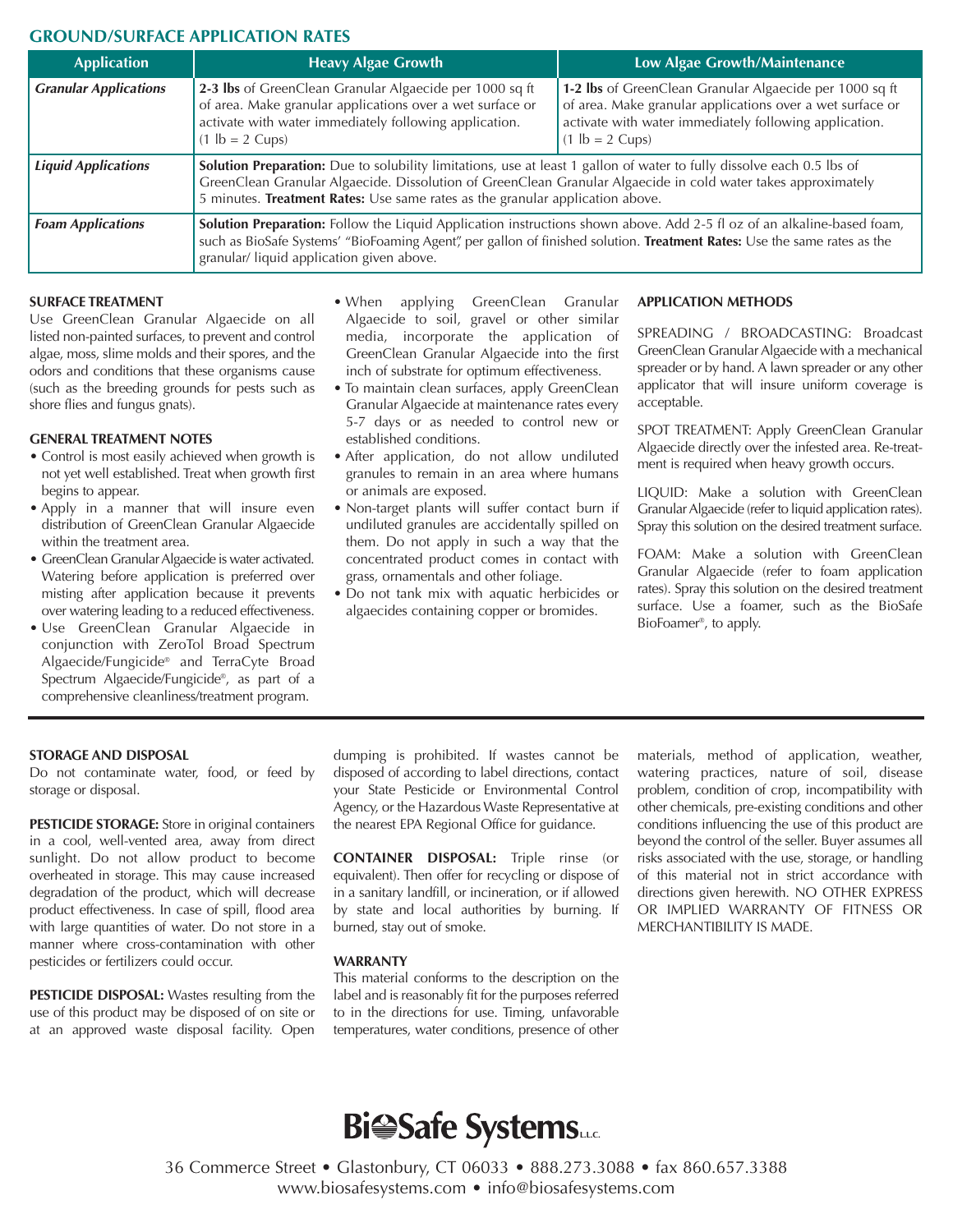## GROUND/SURFACE APPLICATION RATES

| Application | Heavy Algae Growth | Low Algae Growth/Maintenance |
|---|---|---|
| ***Granular Applications*** | **2-3 lbs** of GreenClean Granular Algaecide per 1000 sq ft of area. Make granular applications over a wet surface or activate with water immediately following application. (1 lb = 2 Cups) | **1-2 lbs** of GreenClean Granular Algaecide per 1000 sq ft of area. Make granular applications over a wet surface or activate with water immediately following application. (1 lb = 2 Cups) |
| ***Liquid Applications*** | **Solution Preparation:** Due to solubility limitations, use at least 1 gallon of water to fully dissolve each 0.5 lbs of GreenClean Granular Algaecide. Dissolution of GreenClean Granular Algaecide in cold water takes approximately 5 minutes. **Treatment Rates:** Use same rates as the granular application above. | |
| ***Foam Applications*** | **Solution Preparation:** Follow the Liquid Application instructions shown above. Add 2-5 fl oz of an alkaline-based foam, such as BioSafe Systems' "BioFoaming Agent", per gallon of finished solution. **Treatment Rates:** Use the same rates as the granular/ liquid application given above. | |

**SURFACE TREATMENT**

Use GreenClean Granular Algaecide on all listed non-painted surfaces, to prevent and control algae, moss, slime molds and their spores, and the odors and conditions that these organisms cause (such as the breeding grounds for pests such as shore flies and fungus gnats).

**GENERAL TREATMENT NOTES**

- Control is most easily achieved when growth is not yet well established. Treat when growth first begins to appear.
- Apply in a manner that will insure even distribution of GreenClean Granular Algaecide within the treatment area.
- GreenClean Granular Algaecide is water activated. Watering before application is preferred over misting after application because it prevents over watering leading to a reduced effectiveness.
- Use GreenClean Granular Algaecide in conjunction with ZeroTol Broad Spectrum Algaecide/Fungicide® and TerraCyte Broad Spectrum Algaecide/Fungicide®, as part of a comprehensive cleanliness/treatment program.
- When applying GreenClean Granular Algaecide to soil, gravel or other similar media, incorporate the application of GreenClean Granular Algaecide into the first inch of substrate for optimum effectiveness.
- To maintain clean surfaces, apply GreenClean Granular Algaecide at maintenance rates every 5-7 days or as needed to control new or established conditions.
- After application, do not allow undiluted granules to remain in an area where humans or animals are exposed.
- Non-target plants will suffer contact burn if undiluted granules are accidentally spilled on them. Do not apply in such a way that the concentrated product comes in contact with grass, ornamentals and other foliage.
- Do not tank mix with aquatic herbicides or algaecides containing copper or bromides.

**APPLICATION METHODS**

SPREADING / BROADCASTING: Broadcast GreenClean Granular Algaecide with a mechanical spreader or by hand. A lawn spreader or any other applicator that will insure uniform coverage is acceptable.

SPOT TREATMENT: Apply GreenClean Granular Algaecide directly over the infested area. Re-treatment is required when heavy growth occurs.

LIQUID: Make a solution with GreenClean Granular Algaecide (refer to liquid application rates). Spray this solution on the desired treatment surface.

FOAM: Make a solution with GreenClean Granular Algaecide (refer to foam application rates). Spray this solution on the desired treatment surface. Use a foamer, such as the BioSafe BioFoamer®, to apply.

**STORAGE AND DISPOSAL**

Do not contaminate water, food, or feed by storage or disposal.

**PESTICIDE STORAGE:** Store in original containers in a cool, well-vented area, away from direct sunlight. Do not allow product to become overheated in storage. This may cause increased degradation of the product, which will decrease product effectiveness. In case of spill, flood area with large quantities of water. Do not store in a manner where cross-contamination with other pesticides or fertilizers could occur.

**PESTICIDE DISPOSAL:** Wastes resulting from the use of this product may be disposed of on site or at an approved waste disposal facility. Open dumping is prohibited. If wastes cannot be disposed of according to label directions, contact your State Pesticide or Environmental Control Agency, or the Hazardous Waste Representative at the nearest EPA Regional Office for guidance.

**CONTAINER DISPOSAL:** Triple rinse (or equivalent). Then offer for recycling or dispose of in a sanitary landfill, or incineration, or if allowed by state and local authorities by burning. If burned, stay out of smoke.

**WARRANTY**

This material conforms to the description on the label and is reasonably fit for the purposes referred to in the directions for use. Timing, unfavorable temperatures, water conditions, presence of other materials, method of application, weather, watering practices, nature of soil, disease problem, condition of crop, incompatibility with other chemicals, pre-existing conditions and other conditions influencing the use of this product are beyond the control of the seller. Buyer assumes all risks associated with the use, storage, or handling of this material not in strict accordance with directions given herewith. NO OTHER EXPRESS OR IMPLIED WARRANTY OF FITNESS OR MERCHANTIBILITY IS MADE.

**BioSafe Systems** L.L.C.

36 Commerce Street • Glastonbury, CT 06033 • 888.273.3088 • fax 860.657.3388
www.biosafesystems.com • info@biosafesystems.com